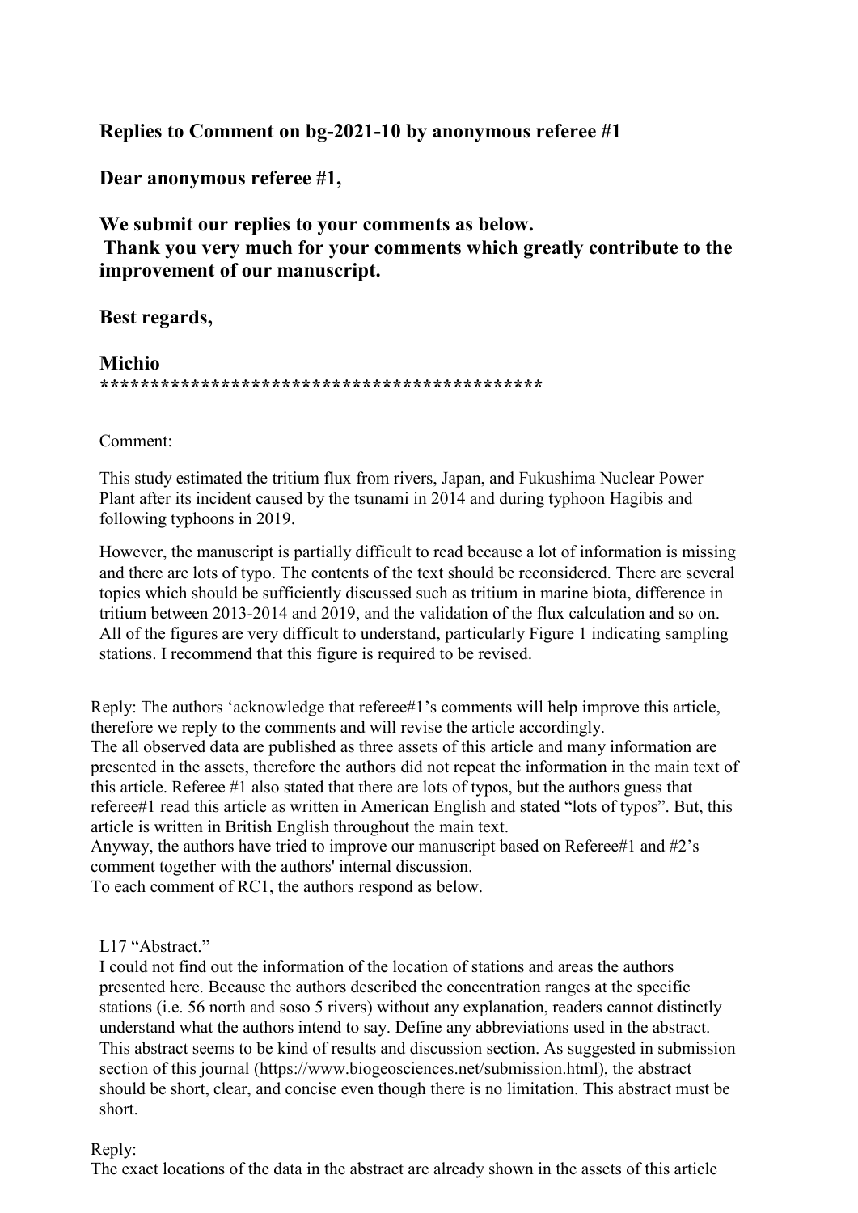**Replies to Comment on bg-2021-10 by anonymous referee #1**

**Dear anonymous referee #1,**

**We submit our replies to your comments as below.**
**Thank you very much for your comments which greatly contribute to the improvement of our manuscript.**

**Best regards,**

**Michio**
**\*\*\*\*\*\*\*\*\*\*\*\*\*\*\*\*\*\*\*\*\*\*\*\*\*\*\*\*\*\*\*\*\*\*\*\*\*\*\*\*\*\*\*\*\*\***

Comment:

This study estimated the tritium flux from rivers, Japan, and Fukushima Nuclear Power Plant after its incident caused by the tsunami in 2014 and during typhoon Hagibis and following typhoons in 2019.

However, the manuscript is partially difficult to read because a lot of information is missing and there are lots of typo. The contents of the text should be reconsidered. There are several topics which should be sufficiently discussed such as tritium in marine biota, difference in tritium between 2013-2014 and 2019, and the validation of the flux calculation and so on. All of the figures are very difficult to understand, particularly Figure 1 indicating sampling stations. I recommend that this figure is required to be revised.

Reply: The authors 'acknowledge that referee#1's comments will help improve this article, therefore we reply to the comments and will revise the article accordingly.
The all observed data are published as three assets of this article and many information are presented in the assets, therefore the authors did not repeat the information in the main text of this article. Referee #1 also stated that there are lots of typos, but the authors guess that referee#1 read this article as written in American English and stated "lots of typos". But, this article is written in British English throughout the main text.
Anyway, the authors have tried to improve our manuscript based on Referee#1 and #2's comment together with the authors' internal discussion.
To each comment of RC1, the authors respond as below.

L17 "Abstract."
I could not find out the information of the location of stations and areas the authors presented here. Because the authors described the concentration ranges at the specific stations (i.e. 56 north and soso 5 rivers) without any explanation, readers cannot distinctly understand what the authors intend to say. Define any abbreviations used in the abstract. This abstract seems to be kind of results and discussion section. As suggested in submission section of this journal (https://www.biogeosciences.net/submission.html), the abstract should be short, clear, and concise even though there is no limitation. This abstract must be short.

Reply:
The exact locations of the data in the abstract are already shown in the assets of this article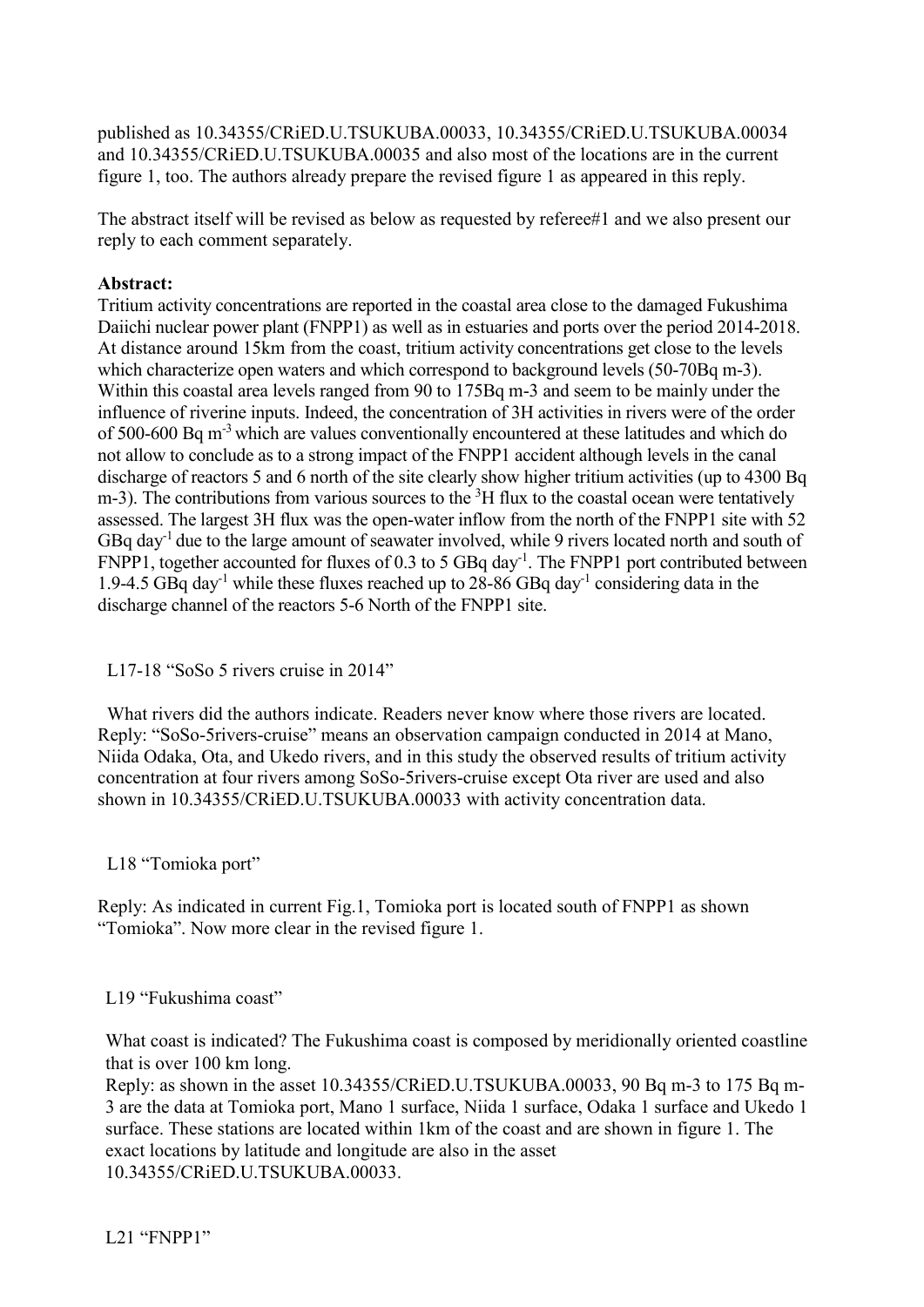published as 10.34355/CRiED.U.TSUKUBA.00033, 10.34355/CRiED.U.TSUKUBA.00034 and 10.34355/CRiED.U.TSUKUBA.00035 and also most of the locations are in the current figure 1, too. The authors already prepare the revised figure 1 as appeared in this reply.

The abstract itself will be revised as below as requested by referee#1 and we also present our reply to each comment separately.

**Abstract:**

Tritium activity concentrations are reported in the coastal area close to the damaged Fukushima Daiichi nuclear power plant (FNPP1) as well as in estuaries and ports over the period 2014-2018. At distance around 15km from the coast, tritium activity concentrations get close to the levels which characterize open waters and which correspond to background levels (50-70Bq m-3). Within this coastal area levels ranged from 90 to 175Bq m-3 and seem to be mainly under the influence of riverine inputs. Indeed, the concentration of 3H activities in rivers were of the order of 500-600 Bq $m^{-3}$ which are values conventionally encountered at these latitudes and which do not allow to conclude as to a strong impact of the FNPP1 accident although levels in the canal discharge of reactors 5 and 6 north of the site clearly show higher tritium activities (up to 4300 Bq m-3). The contributions from various sources to the $^{3}H$ flux to the coastal ocean were tentatively assessed. The largest 3H flux was the open-water inflow from the north of the FNPP1 site with 52 GBq $day^{-1}$ due to the large amount of seawater involved, while 9 rivers located north and south of FNPP1, together accounted for fluxes of 0.3 to 5 GBq $day^{-1}$. The FNPP1 port contributed between 1.9-4.5 GBq $day^{-1}$ while these fluxes reached up to 28-86 GBq $day^{-1}$ considering data in the discharge channel of the reactors 5-6 North of the FNPP1 site.

L17-18 "SoSo 5 rivers cruise in 2014"

What rivers did the authors indicate. Readers never know where those rivers are located.
Reply: "SoSo-5rivers-cruise" means an observation campaign conducted in 2014 at Mano, Niida Odaka, Ota, and Ukedo rivers, and in this study the observed results of tritium activity concentration at four rivers among SoSo-5rivers-cruise except Ota river are used and also shown in 10.34355/CRiED.U.TSUKUBA.00033 with activity concentration data.

L18 "Tomioka port"

Reply: As indicated in current Fig.1, Tomioka port is located south of FNPP1 as shown "Tomioka". Now more clear in the revised figure 1.

L19 "Fukushima coast"

What coast is indicated? The Fukushima coast is composed by meridionally oriented coastline that is over 100 km long.
Reply: as shown in the asset 10.34355/CRiED.U.TSUKUBA.00033, 90 Bq m-3 to 175 Bq m-3 are the data at Tomioka port, Mano 1 surface, Niida 1 surface, Odaka 1 surface and Ukedo 1 surface. These stations are located within 1km of the coast and are shown in figure 1. The exact locations by latitude and longitude are also in the asset 10.34355/CRiED.U.TSUKUBA.00033.

L21 "FNPP1"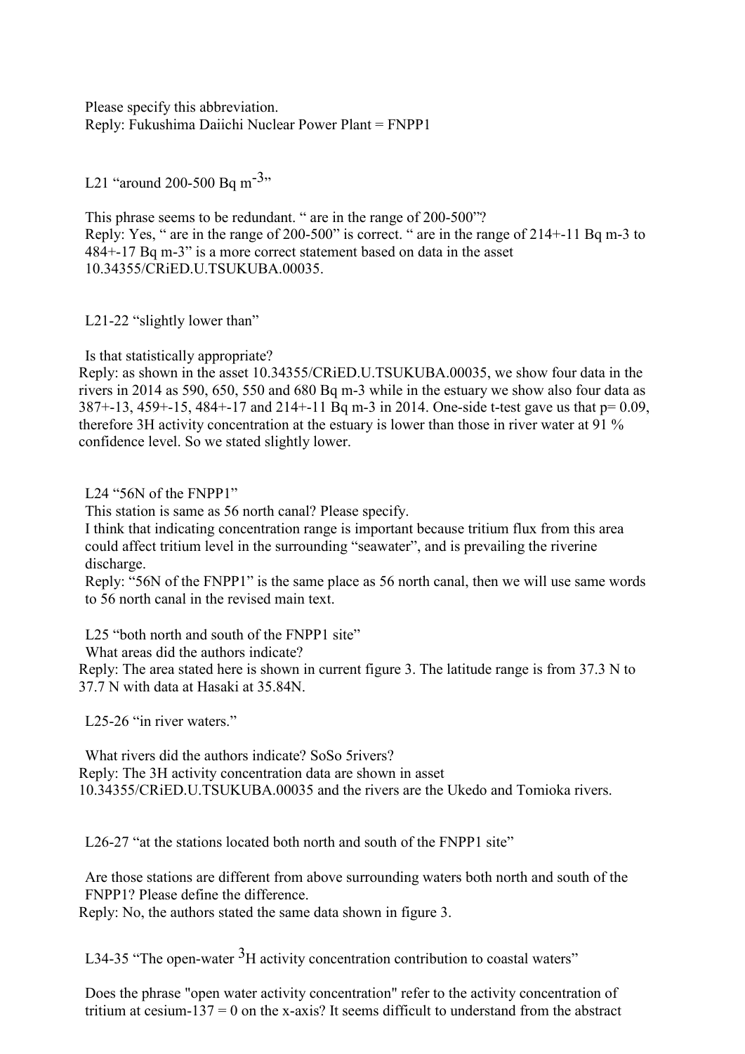Please specify this abbreviation.
Reply: Fukushima Daiichi Nuclear Power Plant = FNPP1

L21 "around 200-500 Bq $m^{-3}$"

This phrase seems to be redundant. " are in the range of 200-500"?
Reply: Yes, " are in the range of 200-500" is correct. " are in the range of 214+-11 Bq m-3 to 484+-17 Bq m-3" is a more correct statement based on data in the asset 10.34355/CRiED.U.TSUKUBA.00035.

L21-22 "slightly lower than"

Is that statistically appropriate?
Reply: as shown in the asset 10.34355/CRiED.U.TSUKUBA.00035, we show four data in the rivers in 2014 as 590, 650, 550 and 680 Bq m-3 while in the estuary we show also four data as 387+-13, 459+-15, 484+-17 and 214+-11 Bq m-3 in 2014. One-side t-test gave us that p= 0.09, therefore 3H activity concentration at the estuary is lower than those in river water at 91 % confidence level. So we stated slightly lower.

L24 "56N of the FNPP1"
This station is same as 56 north canal? Please specify.
I think that indicating concentration range is important because tritium flux from this area could affect tritium level in the surrounding "seawater", and is prevailing the riverine discharge.
Reply: "56N of the FNPP1" is the same place as 56 north canal, then we will use same words to 56 north canal in the revised main text.

L25 "both north and south of the FNPP1 site"
What areas did the authors indicate?
Reply: The area stated here is shown in current figure 3. The latitude range is from 37.3 N to 37.7 N with data at Hasaki at 35.84N.

L25-26 "in river waters."

What rivers did the authors indicate? SoSo 5rivers?
Reply: The 3H activity concentration data are shown in asset 10.34355/CRiED.U.TSUKUBA.00035 and the rivers are the Ukedo and Tomioka rivers.

L26-27 "at the stations located both north and south of the FNPP1 site"

Are those stations are different from above surrounding waters both north and south of the FNPP1? Please define the difference.
Reply: No, the authors stated the same data shown in figure 3.

L34-35 "The open-water $^{3}H$ activity concentration contribution to coastal waters"

Does the phrase "open water activity concentration" refer to the activity concentration of tritium at cesium-137 = 0 on the x-axis? It seems difficult to understand from the abstract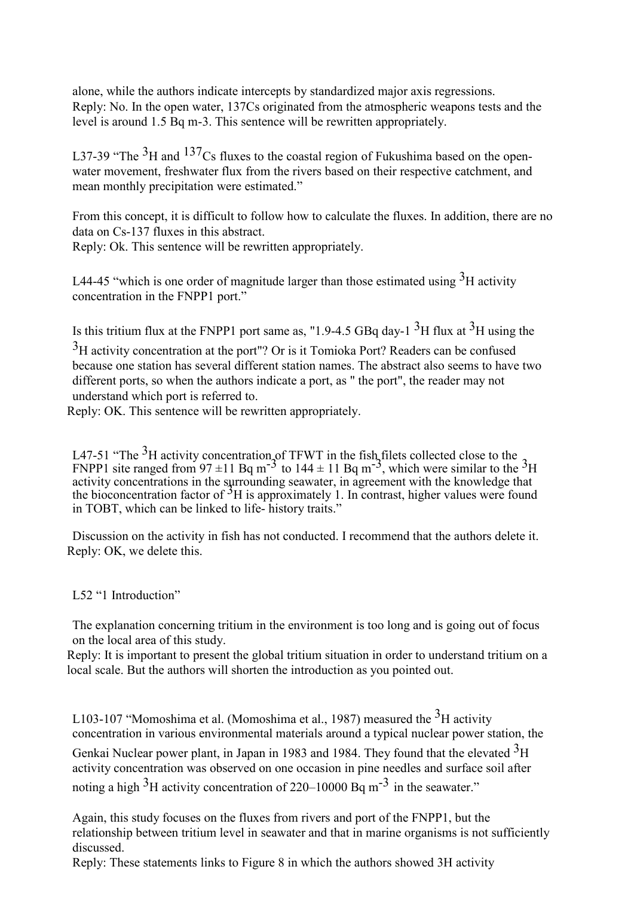alone, while the authors indicate intercepts by standardized major axis regressions.
Reply: No. In the open water, 137Cs originated from the atmospheric weapons tests and the level is around 1.5 Bq m-3. This sentence will be rewritten appropriately.

L37-39 "The $^{3}$H and $^{137}$Cs fluxes to the coastal region of Fukushima based on the open-water movement, freshwater flux from the rivers based on their respective catchment, and mean monthly precipitation were estimated."

From this concept, it is difficult to follow how to calculate the fluxes. In addition, there are no data on Cs-137 fluxes in this abstract.
Reply: Ok. This sentence will be rewritten appropriately.

L44-45 "which is one order of magnitude larger than those estimated using $^{3}$H activity concentration in the FNPP1 port."

Is this tritium flux at the FNPP1 port same as, "1.9-4.5 GBq day-1 $^{3}$H flux at $^{3}$H using the $^{3}$H activity concentration at the port"? Or is it Tomioka Port? Readers can be confused because one station has several different station names. The abstract also seems to have two different ports, so when the authors indicate a port, as " the port", the reader may not understand which port is referred to.
Reply: OK. This sentence will be rewritten appropriately.

L47-51 "The $^{3}$H activity concentration of TFWT in the fish filets collected close to the FNPP1 site ranged from 97 ±11 Bq m$^{-3}$ to 144 ± 11 Bq m$^{-3}$, which were similar to the $^{3}$H activity concentrations in the surrounding seawater, in agreement with the knowledge that the bioconcentration factor of $^{3}$H is approximately 1. In contrast, higher values were found in TOBT, which can be linked to life- history traits."

Discussion on the activity in fish has not conducted. I recommend that the authors delete it.
Reply: OK, we delete this.

L52 "1 Introduction"

The explanation concerning tritium in the environment is too long and is going out of focus on the local area of this study.
Reply: It is important to present the global tritium situation in order to understand tritium on a local scale. But the authors will shorten the introduction as you pointed out.

L103-107 "Momoshima et al. (Momoshima et al., 1987) measured the $^{3}$H activity concentration in various environmental materials around a typical nuclear power station, the Genkai Nuclear power plant, in Japan in 1983 and 1984. They found that the elevated $^{3}$H activity concentration was observed on one occasion in pine needles and surface soil after noting a high $^{3}$H activity concentration of 220–10000 Bq m$^{-3}$ in the seawater."

Again, this study focuses on the fluxes from rivers and port of the FNPP1, but the relationship between tritium level in seawater and that in marine organisms is not sufficiently discussed.
Reply: These statements links to Figure 8 in which the authors showed 3H activity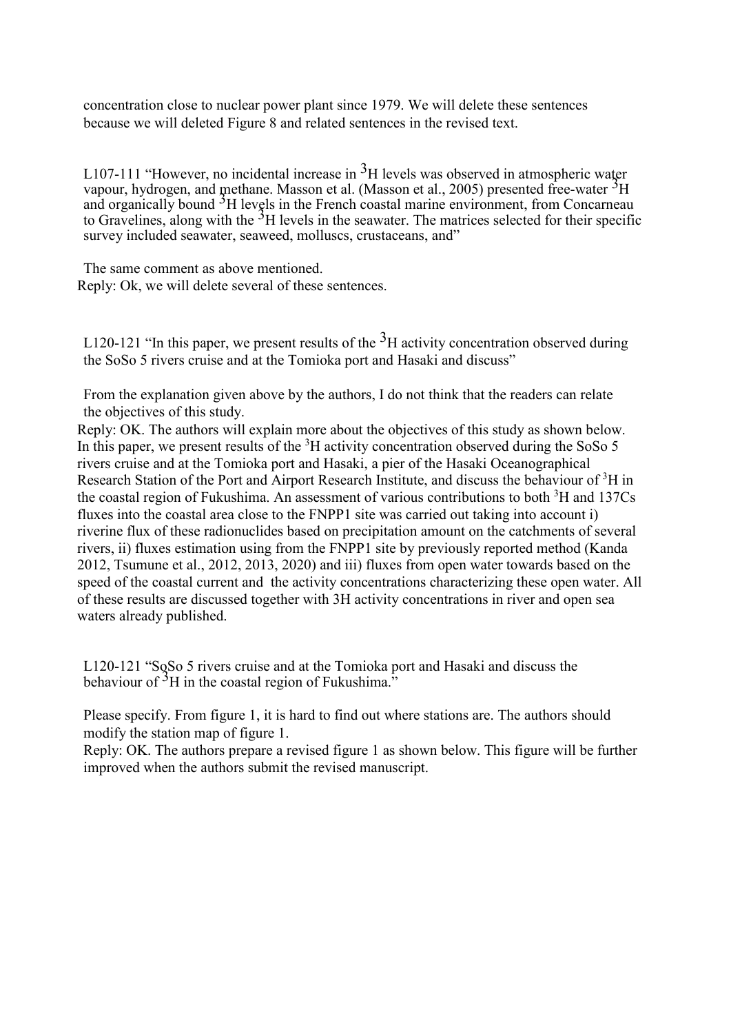concentration close to nuclear power plant since 1979. We will delete these sentences because we will deleted Figure 8 and related sentences in the revised text.

L107-111 "However, no incidental increase in $^{3}$H levels was observed in atmospheric water vapour, hydrogen, and methane. Masson et al. (Masson et al., 2005) presented free-water $^{3}$H and organically bound $^{3}$H levels in the French coastal marine environment, from Concarneau to Gravelines, along with the $^{3}$H levels in the seawater. The matrices selected for their specific survey included seawater, seaweed, molluscs, crustaceans, and"

The same comment as above mentioned.

Reply: Ok, we will delete several of these sentences.

L120-121 "In this paper, we present results of the $^{3}$H activity concentration observed during the SoSo 5 rivers cruise and at the Tomioka port and Hasaki and discuss"

From the explanation given above by the authors, I do not think that the readers can relate the objectives of this study.

Reply: OK. The authors will explain more about the objectives of this study as shown below. In this paper, we present results of the $^{3}$H activity concentration observed during the SoSo 5 rivers cruise and at the Tomioka port and Hasaki, a pier of the Hasaki Oceanographical Research Station of the Port and Airport Research Institute, and discuss the behaviour of $^{3}$H in the coastal region of Fukushima. An assessment of various contributions to both $^{3}$H and 137Cs fluxes into the coastal area close to the FNPP1 site was carried out taking into account i) riverine flux of these radionuclides based on precipitation amount on the catchments of several rivers, ii) fluxes estimation using from the FNPP1 site by previously reported method (Kanda 2012, Tsumune et al., 2012, 2013, 2020) and iii) fluxes from open water towards based on the speed of the coastal current and the activity concentrations characterizing these open water. All of these results are discussed together with 3H activity concentrations in river and open sea waters already published.

L120-121 "SoSo 5 rivers cruise and at the Tomioka port and Hasaki and discuss the behaviour of $^{3}$H in the coastal region of Fukushima."

Please specify. From figure 1, it is hard to find out where stations are. The authors should modify the station map of figure 1.

Reply: OK. The authors prepare a revised figure 1 as shown below. This figure will be further improved when the authors submit the revised manuscript.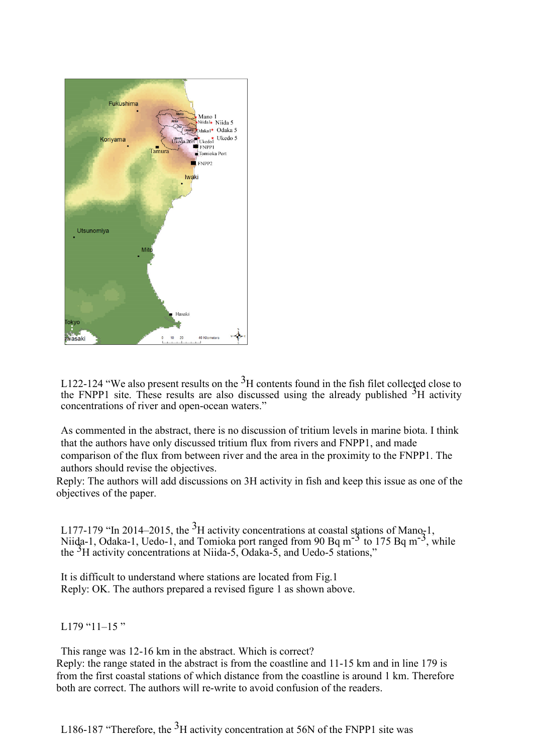L122-124 "We also present results on the $^3$H contents found in the fish filet collected close to the FNPP1 site. These results are also discussed using the already published $^3$H activity concentrations of river and open-ocean waters."

As commented in the abstract, there is no discussion of tritium levels in marine biota. I think that the authors have only discussed tritium flux from rivers and FNPP1, and made comparison of the flux from between river and the area in the proximity to the FNPP1. The authors should revise the objectives.

Reply: The authors will add discussions on 3H activity in fish and keep this issue as one of the objectives of the paper.

L177-179 "In 2014–2015, the $^3$H activity concentrations at coastal stations of Mano-1, Niida-1, Odaka-1, Uedo-1, and Tomioka port ranged from 90 Bq m$^{-3}$ to 175 Bq m$^{-3}$, while the $^3$H activity concentrations at Niida-5, Odaka-5, and Uedo-5 stations,"

It is difficult to understand where stations are located from Fig.1

Reply: OK. The authors prepared a revised figure 1 as shown above.

L179 "11–15 "

This range was 12-16 km in the abstract. Which is correct?

Reply: the range stated in the abstract is from the coastline and 11-15 km and in line 179 is from the first coastal stations of which distance from the coastline is around 1 km. Therefore both are correct. The authors will re-write to avoid confusion of the readers.

L186-187 "Therefore, the $^3$H activity concentration at 56N of the FNPP1 site was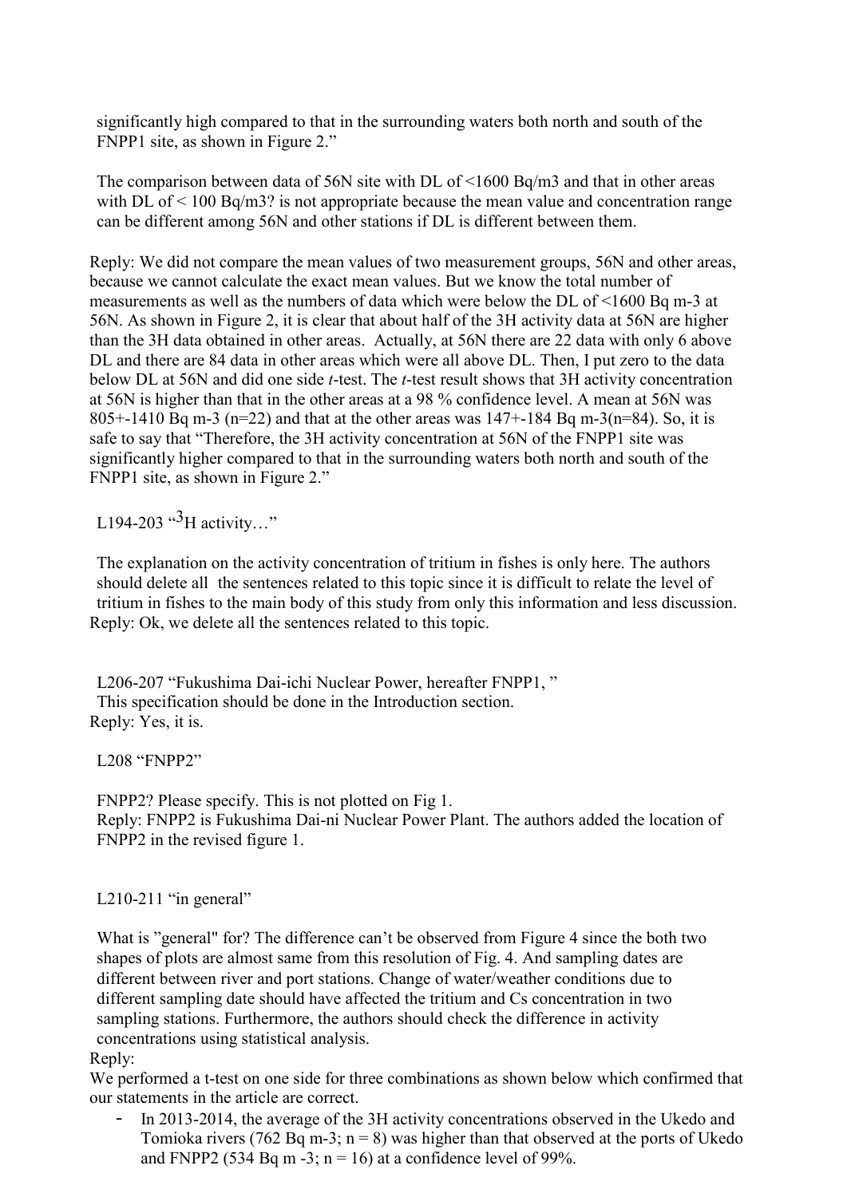significantly high compared to that in the surrounding waters both north and south of the FNPP1 site, as shown in Figure 2."

The comparison between data of 56N site with DL of <1600 Bq/m3 and that in other areas with DL of < 100 Bq/m3? is not appropriate because the mean value and concentration range can be different among 56N and other stations if DL is different between them.

Reply: We did not compare the mean values of two measurement groups, 56N and other areas, because we cannot calculate the exact mean values. But we know the total number of measurements as well as the numbers of data which were below the DL of <1600 Bq m-3 at 56N. As shown in Figure 2, it is clear that about half of the 3H activity data at 56N are higher than the 3H data obtained in other areas. Actually, at 56N there are 22 data with only 6 above DL and there are 84 data in other areas which were all above DL. Then, I put zero to the data below DL at 56N and did one side *t*-test. The *t*-test result shows that 3H activity concentration at 56N is higher than that in the other areas at a 98 % confidence level. A mean at 56N was 805+-1410 Bq m-3 (n=22) and that at the other areas was 147+-184 Bq m-3(n=84). So, it is safe to say that "Therefore, the 3H activity concentration at 56N of the FNPP1 site was significantly higher compared to that in the surrounding waters both north and south of the FNPP1 site, as shown in Figure 2."

L194-203 "$^{3}$H activity…"

The explanation on the activity concentration of tritium in fishes is only here. The authors should delete all the sentences related to this topic since it is difficult to relate the level of tritium in fishes to the main body of this study from only this information and less discussion.

Reply: Ok, we delete all the sentences related to this topic.

L206-207 "Fukushima Dai-ichi Nuclear Power, hereafter FNPP1, "
This specification should be done in the Introduction section.

Reply: Yes, it is.

L208 "FNPP2"

FNPP2? Please specify. This is not plotted on Fig 1.
Reply: FNPP2 is Fukushima Dai-ni Nuclear Power Plant. The authors added the location of FNPP2 in the revised figure 1.

L210-211 "in general"

What is "general" for? The difference can't be observed from Figure 4 since the both two shapes of plots are almost same from this resolution of Fig. 4. And sampling dates are different between river and port stations. Change of water/weather conditions due to different sampling date should have affected the tritium and Cs concentration in two sampling stations. Furthermore, the authors should check the difference in activity concentrations using statistical analysis.

Reply:
We performed a t-test on one side for three combinations as shown below which confirmed that our statements in the article are correct.

- In 2013-2014, the average of the 3H activity concentrations observed in the Ukedo and Tomioka rivers (762 Bq m-3; n = 8) was higher than that observed at the ports of Ukedo and FNPP2 (534 Bq m -3; n = 16) at a confidence level of 99%.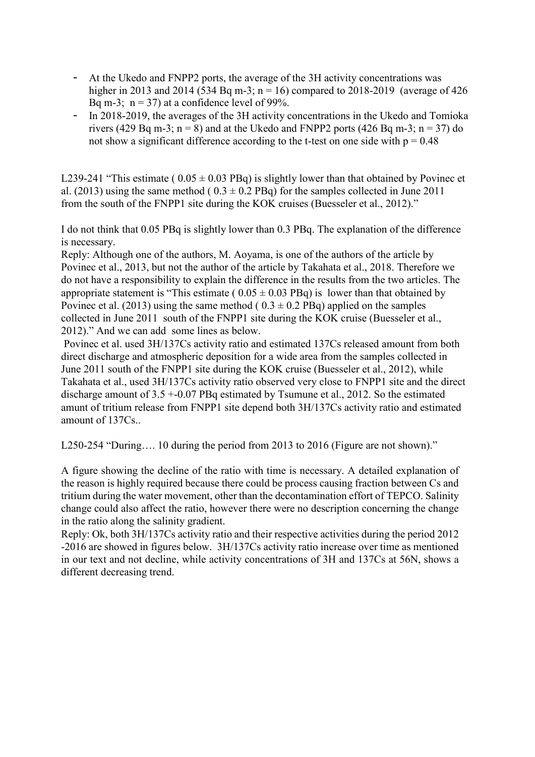- At the Ukedo and FNPP2 ports, the average of the 3H activity concentrations was higher in 2013 and 2014 (534 Bq m-3; n = 16) compared to 2018-2019 (average of 426 Bq m-3; n = 37) at a confidence level of 99%.
- In 2018-2019, the averages of the 3H activity concentrations in the Ukedo and Tomioka rivers (429 Bq m-3; n = 8) and at the Ukedo and FNPP2 ports (426 Bq m-3; n = 37) do not show a significant difference according to the t-test on one side with p = 0.48

L239-241 "This estimate ( 0.05 ± 0.03 PBq) is slightly lower than that obtained by Povinec et al. (2013) using the same method ( 0.3 ± 0.2 PBq) for the samples collected in June 2011 from the south of the FNPP1 site during the KOK cruises (Buesseler et al., 2012)."

I do not think that 0.05 PBq is slightly lower than 0.3 PBq. The explanation of the difference is necessary.

Reply: Although one of the authors, M. Aoyama, is one of the authors of the article by Povinec et al., 2013, but not the author of the article by Takahata et al., 2018. Therefore we do not have a responsibility to explain the difference in the results from the two articles. The appropriate statement is "This estimate ( 0.05 ± 0.03 PBq) is lower than that obtained by Povinec et al. (2013) using the same method ( 0.3 ± 0.2 PBq) applied on the samples collected in June 2011 south of the FNPP1 site during the KOK cruise (Buesseler et al., 2012)." And we can add some lines as below.

Povinec et al. used 3H/137Cs activity ratio and estimated 137Cs released amount from both direct discharge and atmospheric deposition for a wide area from the samples collected in June 2011 south of the FNPP1 site during the KOK cruise (Buesseler et al., 2012), while Takahata et al., used 3H/137Cs activity ratio observed very close to FNPP1 site and the direct discharge amount of 3.5 +-0.07 PBq estimated by Tsumune et al., 2012. So the estimated amunt of tritium release from FNPP1 site depend both 3H/137Cs activity ratio and estimated amount of 137Cs..

L250-254 "During…. 10 during the period from 2013 to 2016 (Figure are not shown)."

A figure showing the decline of the ratio with time is necessary. A detailed explanation of the reason is highly required because there could be process causing fraction between Cs and tritium during the water movement, other than the decontamination effort of TEPCO. Salinity change could also affect the ratio, however there were no description concerning the change in the ratio along the salinity gradient.

Reply: Ok, both 3H/137Cs activity ratio and their respective activities during the period 2012 -2016 are showed in figures below. 3H/137Cs activity ratio increase over time as mentioned in our text and not decline, while activity concentrations of 3H and 137Cs at 56N, shows a different decreasing trend.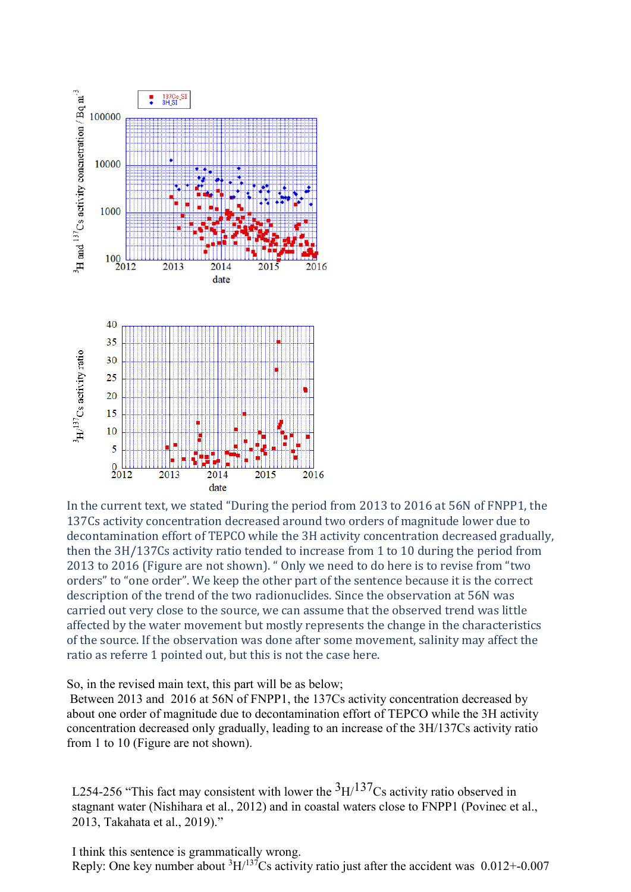In the current text, we stated "During the period from 2013 to 2016 at 56N of FNPP1, the 137Cs activity concentration decreased around two orders of magnitude lower due to decontamination effort of TEPCO while the 3H activity concentration decreased gradually, then the 3H/137Cs activity ratio tended to increase from 1 to 10 during the period from 2013 to 2016 (Figure are not shown). " Only we need to do here is to revise from "two orders" to "one order". We keep the other part of the sentence because it is the correct description of the trend of the two radionuclides. Since the observation at 56N was carried out very close to the source, we can assume that the observed trend was little affected by the water movement but mostly represents the change in the characteristics of the source. If the observation was done after some movement, salinity may affect the ratio as referre 1 pointed out, but this is not the case here.

So, in the revised main text, this part will be as below;

Between 2013 and 2016 at 56N of FNPP1, the 137Cs activity concentration decreased by about one order of magnitude due to decontamination effort of TEPCO while the 3H activity concentration decreased only gradually, leading to an increase of the 3H/137Cs activity ratio from 1 to 10 (Figure are not shown).

L254-256 "This fact may consistent with lower the $^{3}$H/$^{137}$Cs activity ratio observed in stagnant water (Nishihara et al., 2012) and in coastal waters close to FNPP1 (Povinec et al., 2013, Takahata et al., 2019)."

I think this sentence is grammatically wrong.

Reply: One key number about $^{3}$H/$^{137}$Cs activity ratio just after the accident was $0.012 \pm 0.007$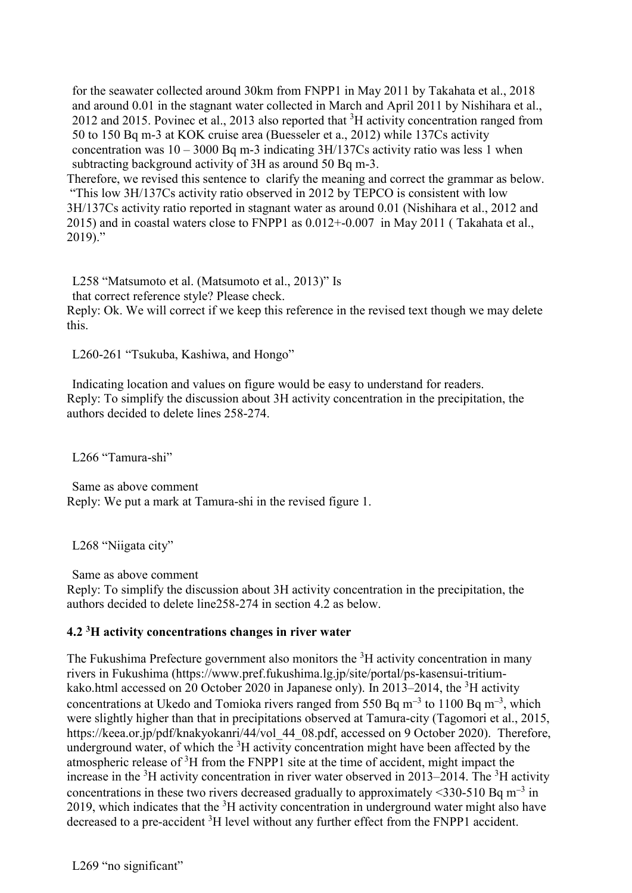for the seawater collected around 30km from FNPP1 in May 2011 by Takahata et al., 2018 and around 0.01 in the stagnant water collected in March and April 2011 by Nishihara et al., 2012 and 2015. Povinec et al., 2013 also reported that $^{3}$H activity concentration ranged from 50 to 150 Bq m-3 at KOK cruise area (Buesseler et a., 2012) while 137Cs activity concentration was 10 – 3000 Bq m-3 indicating 3H/137Cs activity ratio was less 1 when subtracting background activity of 3H as around 50 Bq m-3.

Therefore, we revised this sentence to clarify the meaning and correct the grammar as below. "This low 3H/137Cs activity ratio observed in 2012 by TEPCO is consistent with low 3H/137Cs activity ratio reported in stagnant water as around 0.01 (Nishihara et al., 2012 and 2015) and in coastal waters close to FNPP1 as 0.012+-0.007 in May 2011 ( Takahata et al., 2019)."

L258 "Matsumoto et al. (Matsumoto et al., 2013)" Is that correct reference style? Please check.

Reply: Ok. We will correct if we keep this reference in the revised text though we may delete this.

L260-261 "Tsukuba, Kashiwa, and Hongo"

Indicating location and values on figure would be easy to understand for readers.

Reply: To simplify the discussion about 3H activity concentration in the precipitation, the authors decided to delete lines 258-274.

L266 "Tamura-shi"

Same as above comment

Reply: We put a mark at Tamura-shi in the revised figure 1.

L268 "Niigata city"

Same as above comment

Reply: To simplify the discussion about 3H activity concentration in the precipitation, the authors decided to delete line258-274 in section 4.2 as below.

**4.2 $^{3}$H activity concentrations changes in river water**

The Fukushima Prefecture government also monitors the $^{3}$H activity concentration in many rivers in Fukushima (https://www.pref.fukushima.lg.jp/site/portal/ps-kasensui-tritium-kako.html accessed on 20 October 2020 in Japanese only). In 2013–2014, the $^{3}$H activity concentrations at Ukedo and Tomioka rivers ranged from 550 Bq $m^{-3}$ to 1100 Bq $m^{-3}$, which were slightly higher than that in precipitations observed at Tamura-city (Tagomori et al., 2015, https://keea.or.jp/pdf/knakyokanri/44/vol_44_08.pdf, accessed on 9 October 2020). Therefore, underground water, of which the $^{3}$H activity concentration might have been affected by the atmospheric release of $^{3}$H from the FNPP1 site at the time of accident, might impact the increase in the $^{3}$H activity concentration in river water observed in 2013–2014. The $^{3}$H activity concentrations in these two rivers decreased gradually to approximately <330-510 Bq $m^{-3}$ in 2019, which indicates that the $^{3}$H activity concentration in underground water might also have decreased to a pre-accident $^{3}$H level without any further effect from the FNPP1 accident.

L269 "no significant"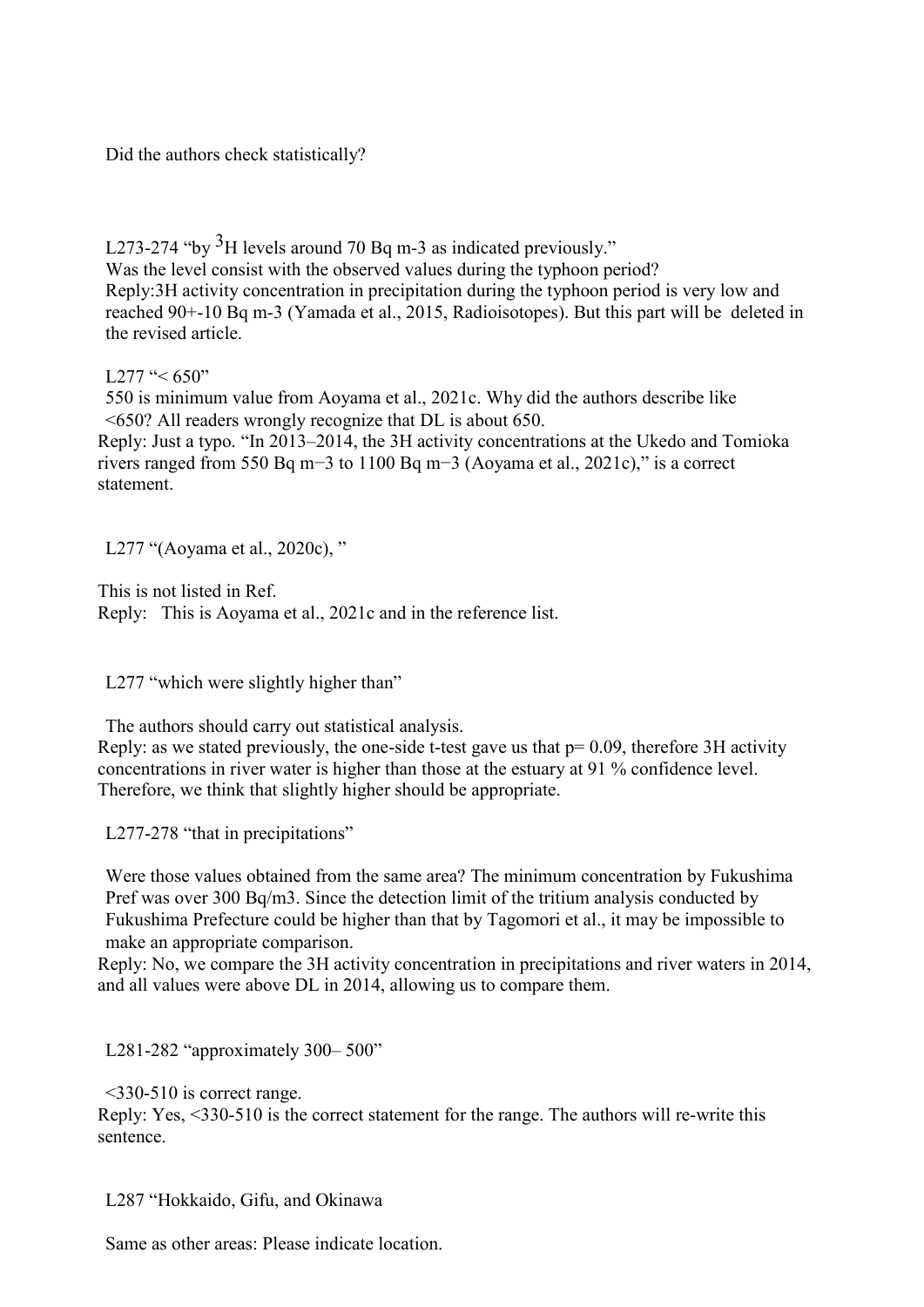Did the authors check statistically?

L273-274 "by $^{3}$H levels around 70 Bq m-3 as indicated previously."

Was the level consist with the observed values during the typhoon period?

Reply:3H activity concentration in precipitation during the typhoon period is very low and reached 90+-10 Bq m-3 (Yamada et al., 2015, Radioisotopes). But this part will be deleted in the revised article.

L277 "< 650"

550 is minimum value from Aoyama et al., 2021c. Why did the authors describe like <650? All readers wrongly recognize that DL is about 650.

Reply: Just a typo. "In 2013–2014, the 3H activity concentrations at the Ukedo and Tomioka rivers ranged from 550 Bq m−3 to 1100 Bq m−3 (Aoyama et al., 2021c)," is a correct statement.

L277 "(Aoyama et al., 2020c), "

This is not listed in Ref.

Reply: This is Aoyama et al., 2021c and in the reference list.

L277 "which were slightly higher than"

The authors should carry out statistical analysis.

Reply: as we stated previously, the one-side t-test gave us that p= 0.09, therefore 3H activity concentrations in river water is higher than those at the estuary at 91 % confidence level. Therefore, we think that slightly higher should be appropriate.

L277-278 "that in precipitations"

Were those values obtained from the same area? The minimum concentration by Fukushima Pref was over 300 Bq/m3. Since the detection limit of the tritium analysis conducted by Fukushima Prefecture could be higher than that by Tagomori et al., it may be impossible to make an appropriate comparison.

Reply: No, we compare the 3H activity concentration in precipitations and river waters in 2014, and all values were above DL in 2014, allowing us to compare them.

L281-282 "approximately 300– 500"

<330-510 is correct range.

Reply: Yes, <330-510 is the correct statement for the range. The authors will re-write this sentence.

L287 "Hokkaido, Gifu, and Okinawa

Same as other areas: Please indicate location.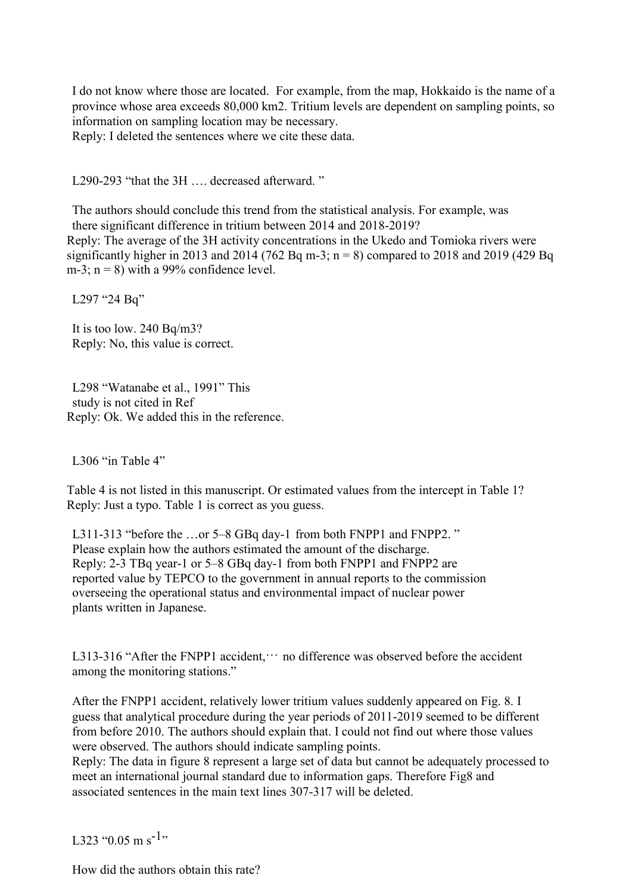I do not know where those are located. For example, from the map, Hokkaido is the name of a province whose area exceeds 80,000 km2. Tritium levels are dependent on sampling points, so information on sampling location may be necessary.

Reply: I deleted the sentences where we cite these data.

L290-293 “that the 3H …. decreased afterward. ”

The authors should conclude this trend from the statistical analysis. For example, was there significant difference in tritium between 2014 and 2018-2019?

Reply: The average of the 3H activity concentrations in the Ukedo and Tomioka rivers were significantly higher in 2013 and 2014 (762 Bq m-3; n = 8) compared to 2018 and 2019 (429 Bq m-3; n = 8) with a 99% confidence level.

L297 “24 Bq”

It is too low. 240 Bq/m3?

Reply: No, this value is correct.

L298 “Watanabe et al., 1991” This study is not cited in Ref

Reply: Ok. We added this in the reference.

L306 “in Table 4”

Table 4 is not listed in this manuscript. Or estimated values from the intercept in Table 1?

Reply: Just a typo. Table 1 is correct as you guess.

L311-313 “before the …or 5–8 GBq day-1 from both FNPP1 and FNPP2. ”

Please explain how the authors estimated the amount of the discharge.

Reply: 2-3 TBq year-1 or 5–8 GBq day-1 from both FNPP1 and FNPP2 are reported value by TEPCO to the government in annual reports to the commission overseeing the operational status and environmental impact of nuclear power plants written in Japanese.

L313-316 “After the FNPP1 accident,⋯ no difference was observed before the accident among the monitoring stations.”

After the FNPP1 accident, relatively lower tritium values suddenly appeared on Fig. 8. I guess that analytical procedure during the year periods of 2011-2019 seemed to be different from before 2010. The authors should explain that. I could not find out where those values were observed. The authors should indicate sampling points.

Reply: The data in figure 8 represent a large set of data but cannot be adequately processed to meet an international journal standard due to information gaps. Therefore Fig8 and associated sentences in the main text lines 307-317 will be deleted.

L323 “0.05 m $s^{-1}$”

How did the authors obtain this rate?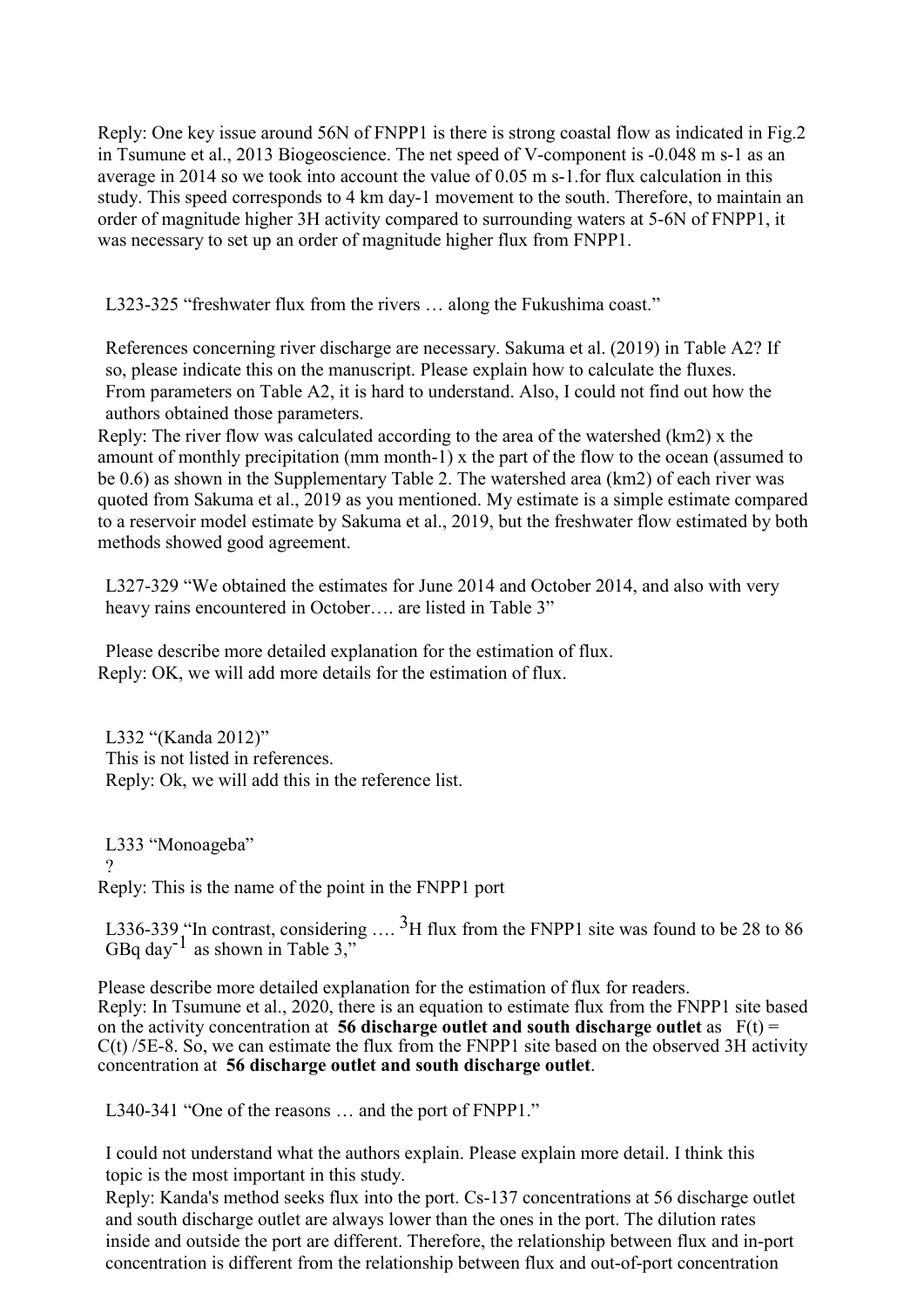Reply: One key issue around 56N of FNPP1 is there is strong coastal flow as indicated in Fig.2 in Tsumune et al., 2013 Biogeoscience. The net speed of V-component is -0.048 m s-1 as an average in 2014 so we took into account the value of 0.05 m s-1.for flux calculation in this study. This speed corresponds to 4 km day-1 movement to the south. Therefore, to maintain an order of magnitude higher 3H activity compared to surrounding waters at 5-6N of FNPP1, it was necessary to set up an order of magnitude higher flux from FNPP1.

L323-325 "freshwater flux from the rivers … along the Fukushima coast."

References concerning river discharge are necessary. Sakuma et al. (2019) in Table A2? If so, please indicate this on the manuscript. Please explain how to calculate the fluxes. From parameters on Table A2, it is hard to understand. Also, I could not find out how the authors obtained those parameters.

Reply: The river flow was calculated according to the area of the watershed (km2) x the amount of monthly precipitation (mm month-1) x the part of the flow to the ocean (assumed to be 0.6) as shown in the Supplementary Table 2. The watershed area (km2) of each river was quoted from Sakuma et al., 2019 as you mentioned. My estimate is a simple estimate compared to a reservoir model estimate by Sakuma et al., 2019, but the freshwater flow estimated by both methods showed good agreement.

L327-329 "We obtained the estimates for June 2014 and October 2014, and also with very heavy rains encountered in October…. are listed in Table 3"

Please describe more detailed explanation for the estimation of flux.

Reply: OK, we will add more details for the estimation of flux.

L332 "(Kanda 2012)"

This is not listed in references.

Reply: Ok, we will add this in the reference list.

L333 "Monoageba"

?

Reply: This is the name of the point in the FNPP1 port

L336-339 "In contrast, considering …. $^{3}$H flux from the FNPP1 site was found to be 28 to 86 GBq day$^{-1}$ as shown in Table 3,"

Please describe more detailed explanation for the estimation of flux for readers.

Reply: In Tsumune et al., 2020, there is an equation to estimate flux from the FNPP1 site based on the activity concentration at **56 discharge outlet and south discharge outlet** as $F(t) = C(t) / 5E\text{-}8$. So, we can estimate the flux from the FNPP1 site based on the observed 3H activity concentration at **56 discharge outlet and south discharge outlet**.

L340-341 "One of the reasons … and the port of FNPP1."

I could not understand what the authors explain. Please explain more detail. I think this topic is the most important in this study.

Reply: Kanda's method seeks flux into the port. Cs-137 concentrations at 56 discharge outlet and south discharge outlet are always lower than the ones in the port. The dilution rates inside and outside the port are different. Therefore, the relationship between flux and in-port concentration is different from the relationship between flux and out-of-port concentration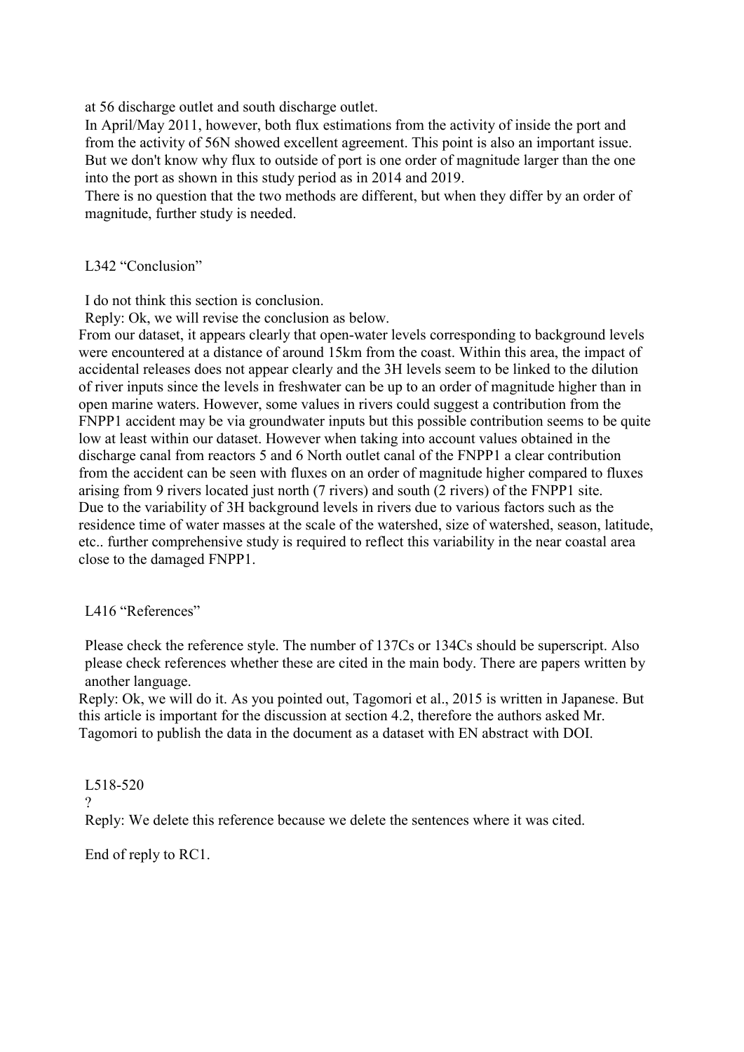at 56 discharge outlet and south discharge outlet.

In April/May 2011, however, both flux estimations from the activity of inside the port and from the activity of 56N showed excellent agreement. This point is also an important issue. But we don't know why flux to outside of port is one order of magnitude larger than the one into the port as shown in this study period as in 2014 and 2019.

There is no question that the two methods are different, but when they differ by an order of magnitude, further study is needed.

L342 "Conclusion"

I do not think this section is conclusion.

Reply: Ok, we will revise the conclusion as below.

From our dataset, it appears clearly that open-water levels corresponding to background levels were encountered at a distance of around 15km from the coast. Within this area, the impact of accidental releases does not appear clearly and the 3H levels seem to be linked to the dilution of river inputs since the levels in freshwater can be up to an order of magnitude higher than in open marine waters. However, some values in rivers could suggest a contribution from the FNPP1 accident may be via groundwater inputs but this possible contribution seems to be quite low at least within our dataset. However when taking into account values obtained in the discharge canal from reactors 5 and 6 North outlet canal of the FNPP1 a clear contribution from the accident can be seen with fluxes on an order of magnitude higher compared to fluxes arising from 9 rivers located just north (7 rivers) and south (2 rivers) of the FNPP1 site. Due to the variability of 3H background levels in rivers due to various factors such as the residence time of water masses at the scale of the watershed, size of watershed, season, latitude, etc.. further comprehensive study is required to reflect this variability in the near coastal area close to the damaged FNPP1.

L416 "References"

Please check the reference style. The number of 137Cs or 134Cs should be superscript. Also please check references whether these are cited in the main body. There are papers written by another language.

Reply: Ok, we will do it. As you pointed out, Tagomori et al., 2015 is written in Japanese. But this article is important for the discussion at section 4.2, therefore the authors asked Mr. Tagomori to publish the data in the document as a dataset with EN abstract with DOI.

L518-520

?

Reply: We delete this reference because we delete the sentences where it was cited.

End of reply to RC1.